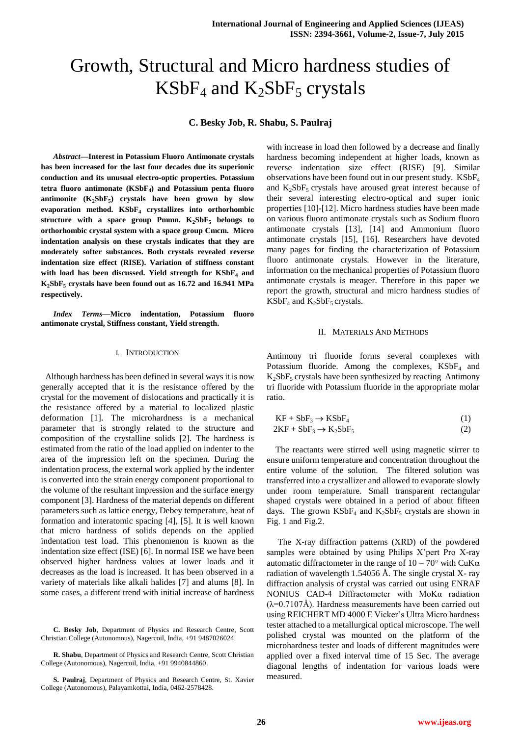# Growth, Structural and Micro hardness studies of $KSbF_4$ and $K_2SbF_5$ crystals

**C. Besky Job, R. Shabu, S. Paulraj**

***Abstract*—Interest in Potassium Fluoro Antimonate crystals has been increased for the last four decades due its superionic conduction and its unusual electro-optic properties. Potassium tetra fluoro antimonate ($KSbF_4$) and Potassium penta fluoro antimonite ($K_2SbF_5$) crystals have been grown by slow evaporation method. $KSbF_4$ crystallizes into orthorhombic structure with a space group Pmmn. $K_2SbF_5$ belongs to orthorhombic crystal system with a space group Cmcm. Micro indentation analysis on these crystals indicates that they are moderately softer substances. Both crystals revealed reverse indentation size effect (RISE). Variation of stiffness constant with load has been discussed. Yield strength for $KSbF_4$ and $K_2SbF_5$ crystals have been found out as 16.72 and 16.941 MPa respectively.**

***Index Terms*—Micro indentation, Potassium fluoro antimonate crystal, Stiffness constant, Yield strength.**

## I. Introduction

Although hardness has been defined in several ways it is now generally accepted that it is the resistance offered by the crystal for the movement of dislocations and practically it is the resistance offered by a material to localized plastic deformation [1]. The microhardness is a mechanical parameter that is strongly related to the structure and composition of the crystalline solids [2]. The hardness is estimated from the ratio of the load applied on indenter to the area of the impression left on the specimen. During the indentation process, the external work applied by the indenter is converted into the strain energy component proportional to the volume of the resultant impression and the surface energy component [3]. Hardness of the material depends on different parameters such as lattice energy, Debey temperature, heat of formation and interatomic spacing [4], [5]. It is well known that micro hardness of solids depends on the applied indentation test load. This phenomenon is known as the indentation size effect (ISE) [6]. In normal ISE we have been observed higher hardness values at lower loads and it decreases as the load is increased. It has been observed in a variety of materials like alkali halides [7] and alums [8]. In some cases, a different trend with initial increase of hardness with increase in load then followed by a decrease and finally hardness becoming independent at higher loads, known as reverse indentation size effect (RISE) [9]. Similar observations have been found out in our present study. $KSbF_4$ and $K_2SbF_5$ crystals have aroused great interest because of their several interesting electro-optical and super ionic properties [10]-[12]. Micro hardness studies have been made on various fluoro antimonate crystals such as Sodium fluoro antimonate crystals [13], [14] and Ammonium fluoro antimonate crystals [15], [16]. Researchers have devoted many pages for finding the characterization of Potassium fluoro antimonate crystals. However in the literature, information on the mechanical properties of Potassium fluoro antimonate crystals is meager. Therefore in this paper we report the growth, structural and micro hardness studies of $KSbF_4$ and $K_2SbF_5$ crystals.

C. Besky Job, Department of Physics and Research Centre, Scott Christian College (Autonomous), Nagercoil, India, +91 9487026024.

R. Shabu, Department of Physics and Research Centre, Scott Christian College (Autonomous), Nagercoil, India, +91 9940844860.

S. Paulraj, Department of Physics and Research Centre, St. Xavier College (Autonomous), Palayamkottai, India, 0462-2578428.

## II. Materials And Methods

Antimony tri fluoride forms several complexes with Potassium fluoride. Among the complexes, $KSbF_4$ and $K_2SbF_5$ crystals have been synthesized by reacting Antimony tri fluoride with Potassium fluoride in the appropriate molar ratio.

$$KF + SbF_3 \rightarrow KSbF_4 \quad (1)$$

$$2KF + SbF_3 \rightarrow K_2SbF_5 \quad (2)$$

The reactants were stirred well using magnetic stirrer to ensure uniform temperature and concentration throughout the entire volume of the solution. The filtered solution was transferred into a crystallizer and allowed to evaporate slowly under room temperature. Small transparent rectangular shaped crystals were obtained in a period of about fifteen days. The grown $KSbF_4$ and $K_2SbF_5$ crystals are shown in Fig. 1 and Fig.2.

The X-ray diffraction patterns (XRD) of the powdered samples were obtained by using Philips X'pert Pro X-ray automatic diffractometer in the range of 10 – 70° with CuKα radiation of wavelength 1.54056 Å. The single crystal X- ray diffraction analysis of crystal was carried out using ENRAF NONIUS CAD-4 Diffractometer with MoKα radiation (λ=0.7107Å). Hardness measurements have been carried out using REICHERT MD 4000 E Vicker's Ultra Micro hardness tester attached to a metallurgical optical microscope. The well polished crystal was mounted on the platform of the microhardness tester and loads of different magnitudes were applied over a fixed interval time of 15 Sec. The average diagonal lengths of indentation for various loads were measured.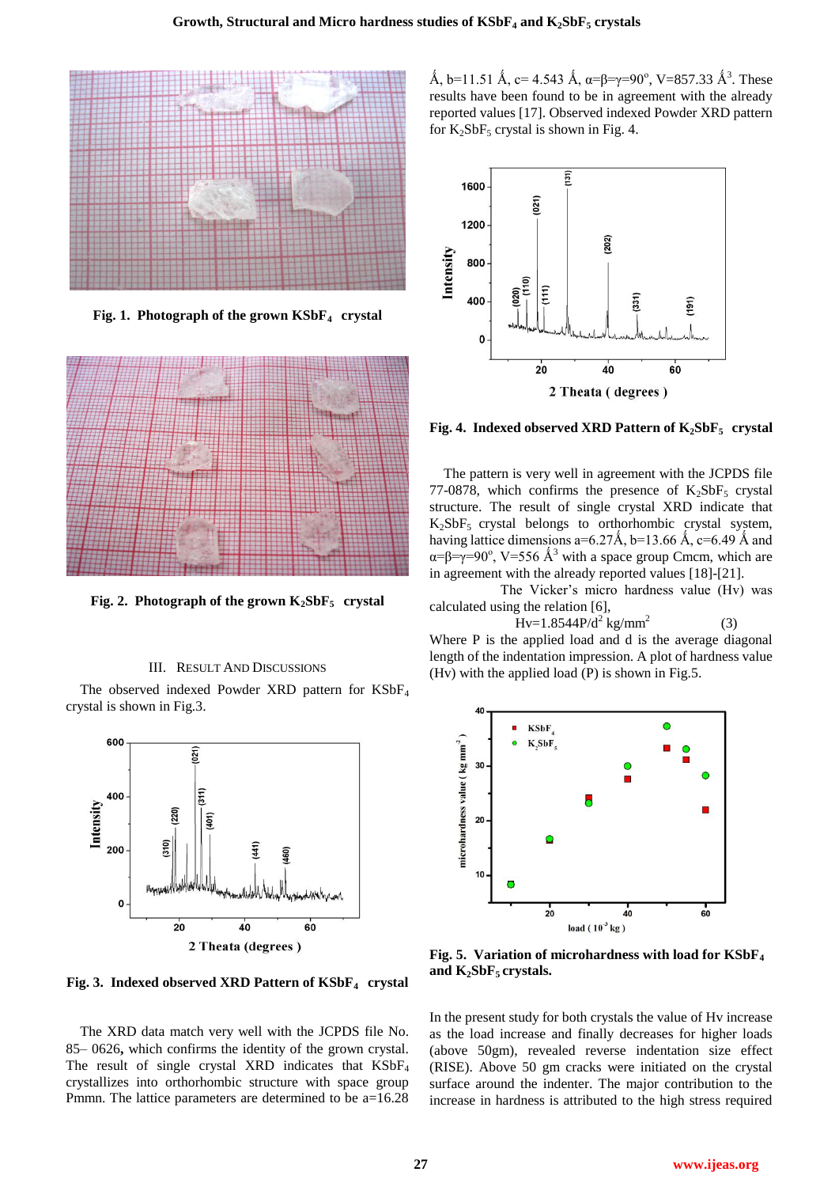Fig. 1. **Photograph of the grown $KSbF_4$ crystal**

Fig. 2. **Photograph of the grown $K_2SbF_5$ crystal**

## III. Result And Discussions

The observed indexed Powder XRD pattern for $KSbF_4$ crystal is shown in Fig.3.

**Fig. 3. Indexed observed XRD Pattern of $KSbF_4$ crystal**

The XRD data match very well with the JCPDS file No. 85– 0626**,** which confirms the identity of the grown crystal. The result of single crystal XRD indicates that $KSbF_4$ crystallizes into orthorhombic structure with space group Pmmn. The lattice parameters are determined to be a=16.28 Å, b=11.51 Å, c= 4.543 Å, α=β=γ=90°, V=857.33 Å$^3$. These results have been found to be in agreement with the already reported values [17]. Observed indexed Powder XRD pattern for $K_2SbF_5$ crystal is shown in Fig. 4.

**Fig. 4. Indexed observed XRD Pattern of $K_2SbF_5$ crystal**

The pattern is very well in agreement with the JCPDS file 77-0878, which confirms the presence of $K_2SbF_5$ crystal structure. The result of single crystal XRD indicate that $K_2SbF_5$ crystal belongs to orthorhombic crystal system, having lattice dimensions a=6.27Å, b=13.66 Å, c=6.49 Å and α=β=γ=90°, V=556 Å$^3$ with a space group Cmcm, which are in agreement with the already reported values [18]-[21].

The Vicker's micro hardness value (Hv) was calculated using the relation [6],

$$Hv=1.8544P/d^2 \text{ kg/mm}^2 \qquad (3)$$

Where P is the applied load and d is the average diagonal length of the indentation impression. A plot of hardness value (Hv) with the applied load (P) is shown in Fig.5.

**Fig. 5. Variation of microhardness with load for $KSbF_4$ and $K_2SbF_5$ crystals.**

In the present study for both crystals the value of Hv increase as the load increase and finally decreases for higher loads (above 50gm), revealed reverse indentation size effect (RISE). Above 50 gm cracks were initiated on the crystal surface around the indenter. The major contribution to the increase in hardness is attributed to the high stress required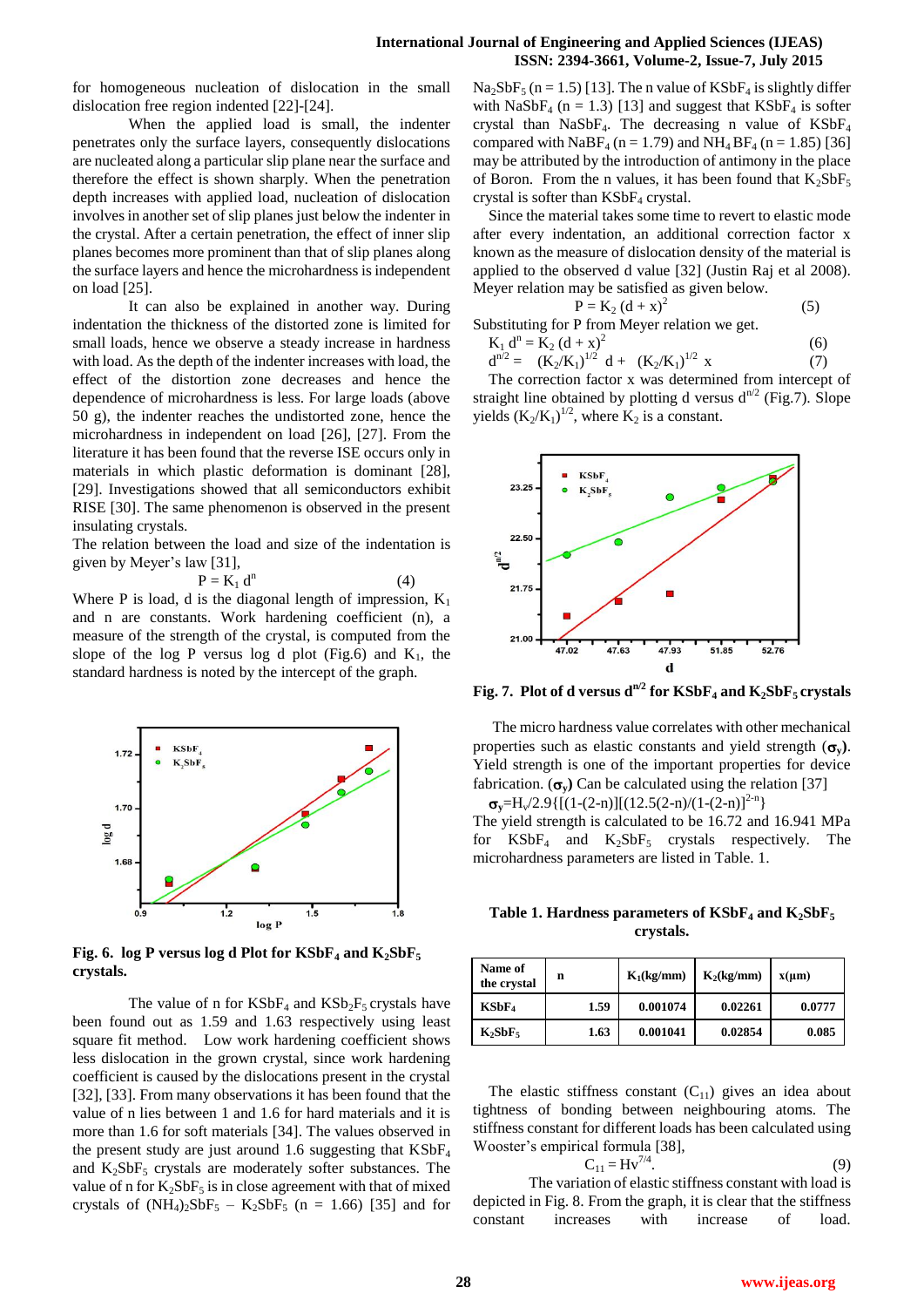for homogeneous nucleation of dislocation in the small dislocation free region indented [22]-[24].

When the applied load is small, the indenter penetrates only the surface layers, consequently dislocations are nucleated along a particular slip plane near the surface and therefore the effect is shown sharply. When the penetration depth increases with applied load, nucleation of dislocation involves in another set of slip planes just below the indenter in the crystal. After a certain penetration, the effect of inner slip planes becomes more prominent than that of slip planes along the surface layers and hence the microhardness is independent on load [25].

It can also be explained in another way. During indentation the thickness of the distorted zone is limited for small loads, hence we observe a steady increase in hardness with load. As the depth of the indenter increases with load, the effect of the distortion zone decreases and hence the dependence of microhardness is less. For large loads (above 50 g), the indenter reaches the undistorted zone, hence the microhardness in independent on load [26], [27]. From the literature it has been found that the reverse ISE occurs only in materials in which plastic deformation is dominant [28], [29]. Investigations showed that all semiconductors exhibit RISE [30]. The same phenomenon is observed in the present insulating crystals.

The relation between the load and size of the indentation is given by Meyer's law [31],

$$P = K_1 d^n \tag{4}$$

Where P is load, d is the diagonal length of impression, $K_1$ and n are constants. Work hardening coefficient (n), a measure of the strength of the crystal, is computed from the slope of the log P versus log d plot (Fig.6) and $K_1$, the standard hardness is noted by the intercept of the graph.

**Fig. 6. log P versus log d Plot for $KSbF_4$ and $K_2SbF_5$ crystals.**

The value of n for $KSbF_4$ and $KSb_2F_5$ crystals have been found out as 1.59 and 1.63 respectively using least square fit method. Low work hardening coefficient shows less dislocation in the grown crystal, since work hardening coefficient is caused by the dislocations present in the crystal [32], [33]. From many observations it has been found that the value of n lies between 1 and 1.6 for hard materials and it is more than 1.6 for soft materials [34]. The values observed in the present study are just around 1.6 suggesting that $KSbF_4$ and $K_2SbF_5$ crystals are moderately softer substances. The value of n for $K_2SbF_5$ is in close agreement with that of mixed crystals of $(NH_4)_2SbF_5$ – $K_2SbF_5$ (n = 1.66) [35] and for $Na_2SbF_5$ (n = 1.5) [13]. The n value of $KSbF_4$ is slightly differ with $NaSbF_4$ (n = 1.3) [13] and suggest that $KSbF_4$ is softer crystal than $NaSbF_4$. The decreasing n value of $KSbF_4$ compared with $NaBF_4$ (n = 1.79) and $NH_4BF_4$ (n = 1.85) [36] may be attributed by the introduction of antimony in the place of Boron. From the n values, it has been found that $K_2SbF_5$ crystal is softer than $KSbF_4$ crystal.

Since the material takes some time to revert to elastic mode after every indentation, an additional correction factor x known as the measure of dislocation density of the material is applied to the observed d value [32] (Justin Raj et al 2008). Meyer relation may be satisfied as given below.

$$P = K_2 (d + x)^2 \tag{5}$$

Substituting for P from Meyer relation we get.

$$K_1 d^n = K_2 (d + x)^2 \tag{6}$$

$$d^{n/2} = (K_2/K_1)^{1/2} d + (K_2/K_1)^{1/2} x \tag{7}$$

The correction factor x was determined from intercept of straight line obtained by plotting d versus $d^{n/2}$ (Fig.7). Slope yields $(K_2/K_1)^{1/2}$, where $K_2$ is a constant.

**Fig. 7. Plot of d versus $d^{n/2}$ for $KSbF_4$ and $K_2SbF_5$ crystals**

The micro hardness value correlates with other mechanical properties such as elastic constants and yield strength ($\sigma_y$). Yield strength is one of the important properties for device fabrication. ($\sigma_y$) Can be calculated using the relation [37]

$$\sigma_y = H_v/2.9\{[(1-(2-n)][(12.5(2-n)/(1-(2-n)]^{2-n}\}$$

The yield strength is calculated to be 16.72 and 16.941 MPa for $KSbF_4$ and $K_2SbF_5$ crystals respectively. The microhardness parameters are listed in Table. 1.

**Table 1. Hardness parameters of $KSbF_4$ and $K_2SbF_5$ crystals.**

| Name of the crystal | n | $K_1$(kg/mm) | $K_2$(kg/mm) | x(µm) |
|---|---|---|---|---|
| $KSbF_4$ | 1.59 | 0.001074 | 0.02261 | 0.0777 |
| $K_2SbF_5$ | 1.63 | 0.001041 | 0.02854 | 0.085 |

The elastic stiffness constant ($C_{11}$) gives an idea about tightness of bonding between neighbouring atoms. The stiffness constant for different loads has been calculated using Wooster's empirical formula [38],

$$C_{11} = Hv^{7/4}. \tag{9}$$

The variation of elastic stiffness constant with load is depicted in Fig. 8. From the graph, it is clear that the stiffness constant increases with increase of load.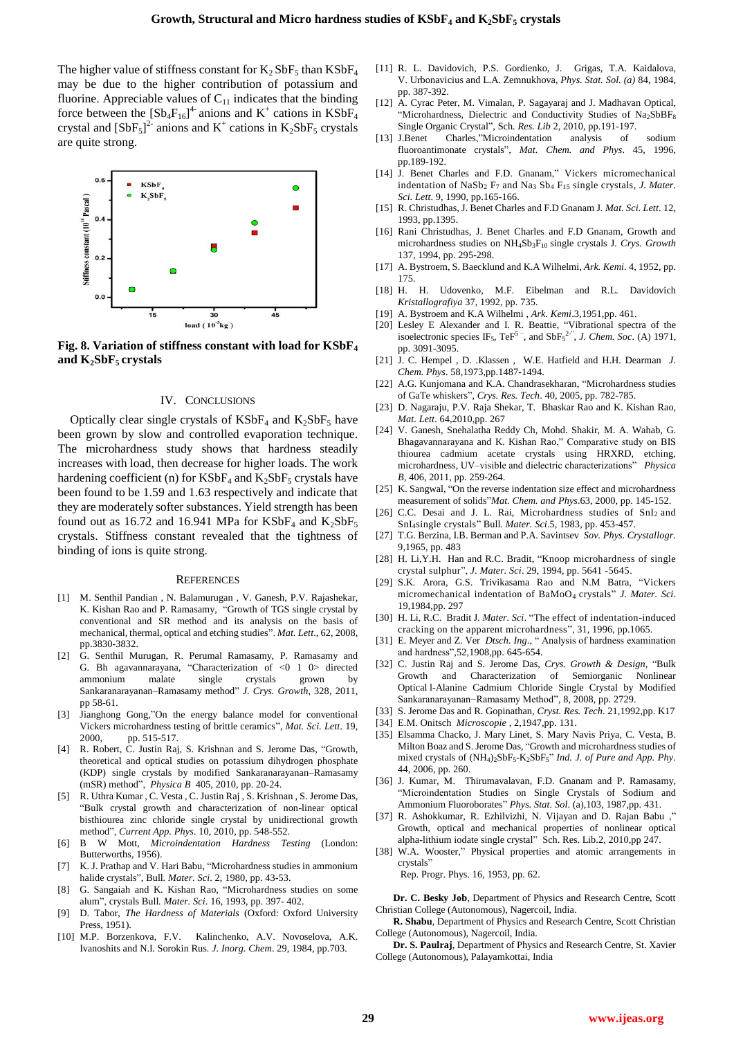The higher value of stiffness constant for $K_2SbF_5$ than $KSbF_4$ may be due to the higher contribution of potassium and fluorine. Appreciable values of $C_{11}$ indicates that the binding force between the $[Sb_4F_{16}]^{4-}$ anions and $K^+$ cations in $KSbF_4$ crystal and $[SbF_5]^{2-}$ anions and $K^+$ cations in $K_2SbF_5$ crystals are quite strong.

KSbF$_4$
K$_2$SbF$_5$
Stiffness constant ($10^{14}$ Pascal)
0.0
0.2
0.4
0.6
15
30
45
load ($10^{-3}$kg)

**Fig. 8. Variation of stiffness constant with load for $KSbF_4$ and $K_2SbF_5$ crystals**

## IV. Conclusions

Optically clear single crystals of $KSbF_4$ and $K_2SbF_5$ have been grown by slow and controlled evaporation technique. The microhardness study shows that hardness steadily increases with load, then decrease for higher loads. The work hardening coefficient (n) for $KSbF_4$ and $K_2SbF_5$ crystals have been found to be 1.59 and 1.63 respectively and indicate that they are moderately softer substances. Yield strength has been found out as 16.72 and 16.941 MPa for $KSbF_4$ and $K_2SbF_5$ crystals. Stiffness constant revealed that the tightness of binding of ions is quite strong.

## References

[1] M. Senthil Pandian , N. Balamurugan , V. Ganesh, P.V. Rajashekar, K. Kishan Rao and P. Ramasamy, "Growth of TGS single crystal by conventional and SR method and its analysis on the basis of mechanical, thermal, optical and etching studies". *Mat. Lett*., 62, 2008, pp.3830-3832.

[2] G. Senthil Murugan, R. Perumal Ramasamy, P. Ramasamy and G. Bh agavannarayana, "Characterization of <0 1 0> directed ammonium malate single crystals grown by Sankaranarayanan–Ramasamy method" *J. Crys. Growth*, 328, 2011, pp 58-61.

[3] Jianghong Gong,"On the energy balance model for conventional Vickers microhardness testing of brittle ceramics", *Mat. Sci. Lett*. 19, 2000, pp. 515-517.

[4] R. Robert, C. Justin Raj, S. Krishnan and S. Jerome Das, "Growth, theoretical and optical studies on potassium dihydrogen phosphate (KDP) single crystals by modified Sankaranarayanan–Ramasamy (mSR) method", *Physica B* 405, 2010, pp. 20-24.

[5] R. Uthra Kumar , C. Vesta , C. Justin Raj , S. Krishnan , S. Jerome Das, "Bulk crystal growth and characterization of non-linear optical bisthiourea zinc chloride single crystal by unidirectional growth method", *Current App. Phys*. 10, 2010, pp. 548-552.

[6] B W Mott, *Microindentation Hardness Testing* (London: Butterworths, 1956).

[7] K. J. Prathap and V. Hari Babu, "Microhardness studies in ammonium halide crystals", Bull. *Mater. Sci*. 2, 1980, pp. 43-53.

[8] G. Sangaiah and K. Kishan Rao, "Microhardness studies on some alum", crystals Bull*. Mater. Sci*. 16, 1993, pp. 397- 402.

[9] D. Tabor, *The Hardness of Materials* (Oxford: Oxford University Press, 1951).

[10] M.P. Borzenkova, F.V. Kalinchenko, A.V. Novoselova, A.K. Ivanoshits and N.I. Sorokin Rus*. J. Inorg. Chem*. 29, 1984, pp.703.

[11] R. L. Davidovich, P.S. Gordienko, J. Grigas, T.A. Kaidalova, V. Urbonavicius and L.A. Zemnukhova, *Phys. Stat. Sol. (a)* 84, 1984, pp. 387-392.

[12] A. Cyrac Peter, M. Vimalan, P. Sagayaraj and J. Madhavan Optical, "Microhardness, Dielectric and Conductivity Studies of $Na_2SbBF_8$ Single Organic Crystal", Sch*. Res. Lib* 2, 2010, pp.191-197.

[13] J.Benet Charles,"Microindentation analysis of sodium fluoroantimonate crystals", *Mat. Chem. and Phys*. 45, 1996, pp.189-192.

[14] J. Benet Charles and F.D. Gnanam," Vickers micromechanical indentation of $NaSb_2F_7$ and $Na_3Sb_4F_{15}$ single crystals, *J. Mater. Sci. Lett*. 9, 1990, pp.165-166.

[15] R. Christudhas, J. Benet Charles and F.D Gnanam J*. Mat. Sci. Lett*. 12, 1993, pp.1395.

[16] Rani Christudhas, J. Benet Charles and F.D Gnanam, Growth and microhardness studies on $NH_4Sb_3F_{10}$ single crystals J*. Crys. Growth* 137, 1994, pp. 295-298.

[17] A. Bystroem, S. Baecklund and K.A Wilhelmi, *Ark. Kemi*. 4, 1952, pp. 175.

[18] H. H. Udovenko, M.F. Eibelman and R.L. Davidovich *Kristallografiya* 37, 1992, pp. 735.

[19] A. Bystroem and K.A Wilhelmi , *Ark. Kemi*.3,1951,pp. 461.

[20] Lesley E Alexander and I. R. Beattie, "Vibrational spectra of the isoelectronic species $IF_5$, $TeF^{5-}$, and $SbF_5^{2-}$", *J. Chem. Soc*. (A) 1971, pp. 3091-3095.

[21] J. C. Hempel , D. .Klassen , W.E. Hatfield and H.H. Dearman *J. Chem. Phys*. 58,1973,pp.1487-1494.

[22] A.G. Kunjomana and K.A. Chandrasekharan, "Microhardness studies of GaTe whiskers", *Crys. Res. Tech*. 40, 2005, pp. 782-785.

[23] D. Nagaraju, P.V. Raja Shekar, T. Bhaskar Rao and K. Kishan Rao, *Mat. Lett*. 64,2010,pp. 267

[24] V. Ganesh, Snehalatha Reddy Ch, Mohd. Shakir, M. A. Wahab, G. Bhagavannarayana and K. Kishan Rao," Comparative study on BIS thiourea cadmium acetate crystals using HRXRD, etching, microhardness, UV–visible and dielectric characterizations" *Physica B*, 406, 2011, pp. 259-264.

[25] K. Sangwal, "On the reverse indentation size effect and microhardness measurement of solids"*Mat. Chem. and Phys*.63, 2000, pp. 145-152.

[26] C.C. Desai and J. L. Rai, Microhardness studies of $SnI_2$ and $SnI_4$single crystals" Bull*. Mater. Sci*.5, 1983, pp. 453-457.

[27] T.G. Berzina, I.B. Berman and P.A. Savintsev *Sov. Phys. Crystallogr*. 9,1965, pp. 483

[28] H. Li,Y.H. Han and R.C. Bradit, "Knoop microhardness of single crystal sulphur", *J. Mater. Sci*. 29, 1994, pp. 5641 -5645.

[29] S.K. Arora, G.S. Trivikasama Rao and N.M Batra, "Vickers micromechanical indentation of $BaMoO_4$ crystals" *J. Mater. Sci*. 19,1984,pp. 297

[30] H. Li, R.C. Bradit J*. Mater. Sci*. "The effect of indentation-induced cracking on the apparent microhardness", 31, 1996, pp.1065.

[31] E. Meyer and Z. Ver *Dtsch. Ing*., " Analysis of hardness examination and hardness",52,1908,pp. 645-654.

[32] C. Justin Raj and S. Jerome Das, *Crys. Growth & Design*, "Bulk Growth and Characterization of Semiorganic Nonlinear Optical l-Alanine Cadmium Chloride Single Crystal by Modified Sankaranarayanan−Ramasamy Method", 8, 2008, pp. 2729.

[33] S. Jerome Das and R. Gopinathan, *Cryst. Res. Tech*. 21,1992,pp. K17

[34] E.M. Onitsch *Microscopie* , 2,1947,pp. 131.

[35] Elsamma Chacko, J. Mary Linet, S. Mary Navis Priya, C. Vesta, B. Milton Boaz and S. Jerome Das, "Growth and microhardness studies of mixed crystals of $(NH_4)_2SbF_5$-$K_2SbF_5$" *Ind. J. of Pure and App. Phy*. 44, 2006, pp. 260.

[36] J. Kumar, M. Thirumavalavan, F.D. Gnanam and P. Ramasamy, "Microindentation Studies on Single Crystals of Sodium and Ammonium Fluoroborates" *Phys. Stat. Sol*. (a),103, 1987,pp. 431.

[37] R. Ashokkumar, R. Ezhilvizhi, N. Vijayan and D. Rajan Babu ," Growth, optical and mechanical properties of nonlinear optical alpha-lithium iodate single crystal" Sch. Res. Lib.2, 2010,pp 247.

[38] W.A. Wooster," Physical properties and atomic arrangements in crystals"
Rep. Progr. Phys. 16, 1953, pp. 62.

**Dr. C. Besky Job**, Department of Physics and Research Centre, Scott Christian College (Autonomous), Nagercoil, India.

**R. Shabu**, Department of Physics and Research Centre, Scott Christian College (Autonomous), Nagercoil, India.

**Dr. S. Paulraj**, Department of Physics and Research Centre, St. Xavier College (Autonomous), Palayamkottai, India